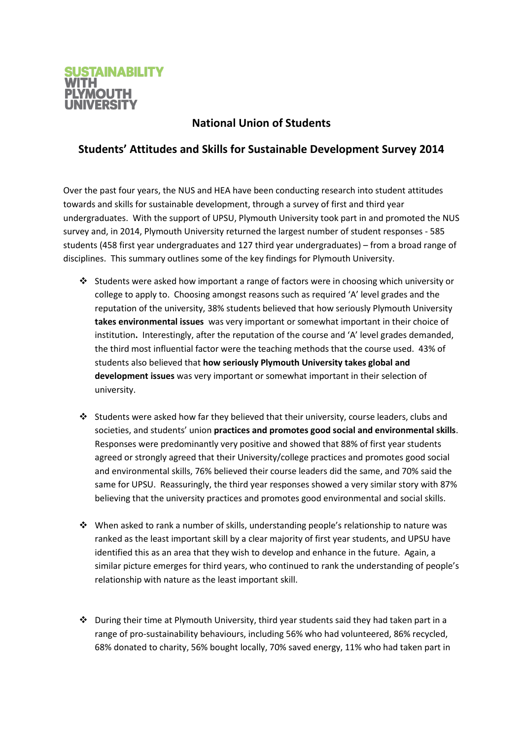SUSTAINABILITY WITH PLYMOUTH UNIVERSITY

## National Union of Students

## Students' Attitudes and Skills for Sustainable Development Survey 2014

Over the past four years, the NUS and HEA have been conducting research into student attitudes towards and skills for sustainable development, through a survey of first and third year undergraduates. With the support of UPSU, Plymouth University took part in and promoted the NUS survey and, in 2014, Plymouth University returned the largest number of student responses - 585 students (458 first year undergraduates and 127 third year undergraduates) – from a broad range of disciplines. This summary outlines some of the key findings for Plymouth University.

- Students were asked how important a range of factors were in choosing which university or college to apply to. Choosing amongst reasons such as required 'A' level grades and the reputation of the university, 38% students believed that how seriously Plymouth University **takes environmental issues** was very important or somewhat important in their choice of institution**.** Interestingly, after the reputation of the course and 'A' level grades demanded, the third most influential factor were the teaching methods that the course used. 43% of students also believed that **how seriously Plymouth University takes global and development issues** was very important or somewhat important in their selection of university.

- Students were asked how far they believed that their university, course leaders, clubs and societies, and students' union **practices and promotes good social and environmental skills**. Responses were predominantly very positive and showed that 88% of first year students agreed or strongly agreed that their University/college practices and promotes good social and environmental skills, 76% believed their course leaders did the same, and 70% said the same for UPSU. Reassuringly, the third year responses showed a very similar story with 87% believing that the university practices and promotes good environmental and social skills.

- When asked to rank a number of skills, understanding people's relationship to nature was ranked as the least important skill by a clear majority of first year students, and UPSU have identified this as an area that they wish to develop and enhance in the future. Again, a similar picture emerges for third years, who continued to rank the understanding of people's relationship with nature as the least important skill.

- During their time at Plymouth University, third year students said they had taken part in a range of pro-sustainability behaviours, including 56% who had volunteered, 86% recycled, 68% donated to charity, 56% bought locally, 70% saved energy, 11% who had taken part in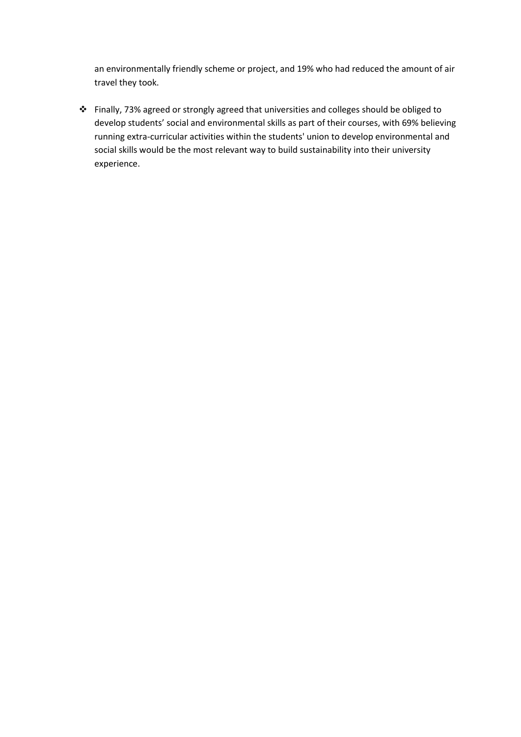an environmentally friendly scheme or project, and 19% who had reduced the amount of air travel they took.

- Finally, 73% agreed or strongly agreed that universities and colleges should be obliged to develop students' social and environmental skills as part of their courses, with 69% believing running extra-curricular activities within the students' union to develop environmental and social skills would be the most relevant way to build sustainability into their university experience.